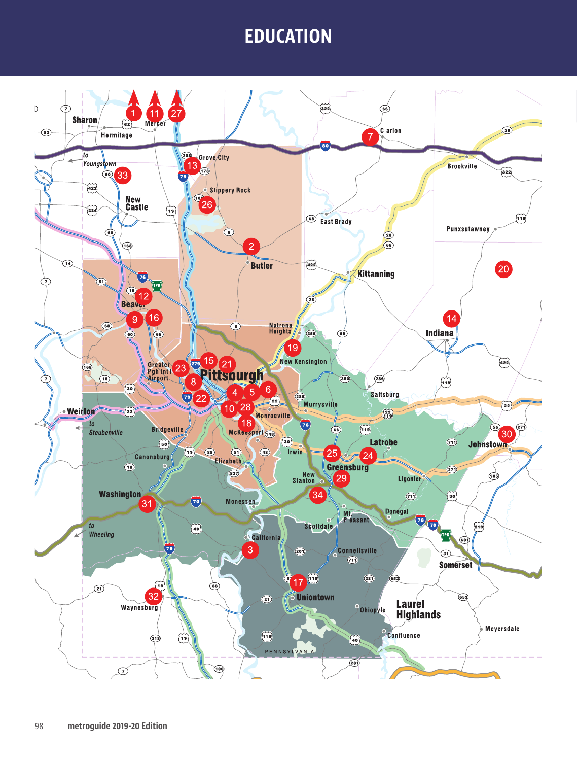# EDUCATION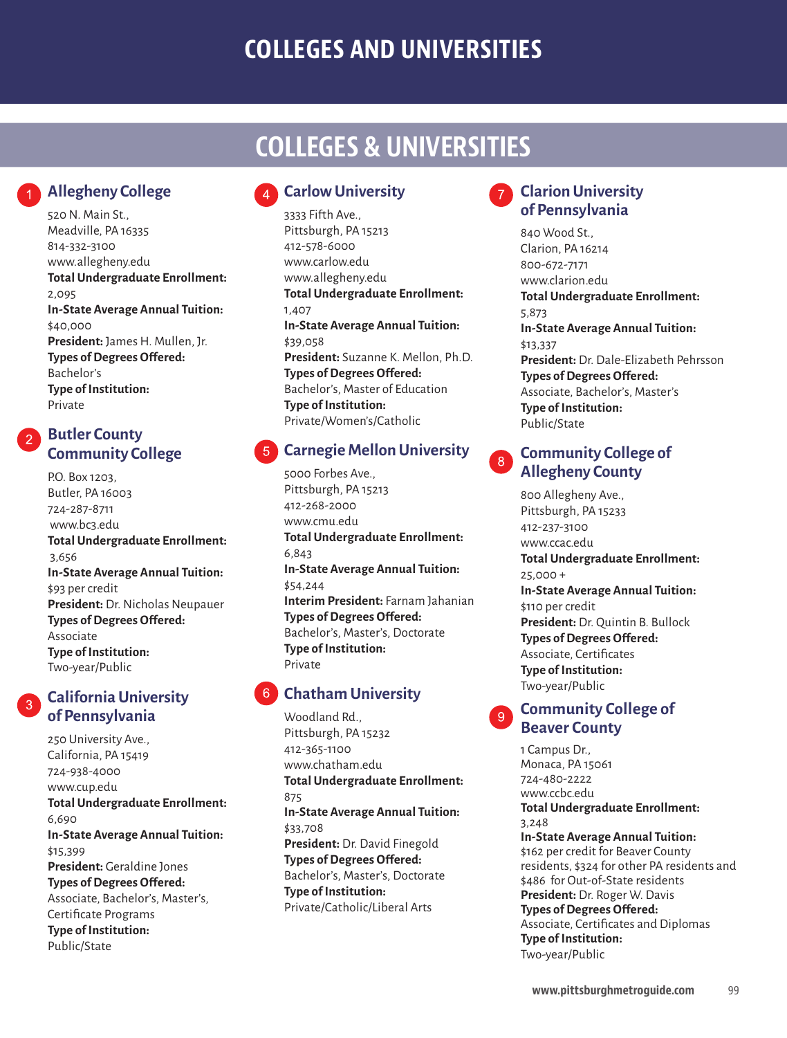# COLLEGES AND UNIVERSITIES

## COLLEGES & UNIVERSITIES

### 1 Allegheny College

520 N. Main St.,
Meadville, PA 16335
814-332-3100
www.allegheny.edu
**Total Undergraduate Enrollment:**
2,095
**In-State Average Annual Tuition:**
$40,000
**President:** James H. Mullen, Jr.
**Types of Degrees Offered:**
Bachelor's
**Type of Institution:**
Private

### 2 Butler County Community College

P.O. Box 1203,
Butler, PA 16003
724-287-8711
www.bc3.edu
**Total Undergraduate Enrollment:**
3,656
**In-State Average Annual Tuition:**
$93 per credit
**President:** Dr. Nicholas Neupauer
**Types of Degrees Offered:**
Associate
**Type of Institution:**
Two-year/Public

### 3 California University of Pennsylvania

250 University Ave.,
California, PA 15419
724-938-4000
www.cup.edu
**Total Undergraduate Enrollment:**
6,690
**In-State Average Annual Tuition:**
$15,399
**President:** Geraldine Jones
**Types of Degrees Offered:**
Associate, Bachelor's, Master's, Certificate Programs
**Type of Institution:**
Public/State

### 4 Carlow University

3333 Fifth Ave.,
Pittsburgh, PA 15213
412-578-6000
www.carlow.edu
www.allegheny.edu
**Total Undergraduate Enrollment:**
1,407
**In-State Average Annual Tuition:**
$39,058
**President:** Suzanne K. Mellon, Ph.D.
**Types of Degrees Offered:**
Bachelor's, Master of Education
**Type of Institution:**
Private/Women's/Catholic

### 5 Carnegie Mellon University

5000 Forbes Ave.,
Pittsburgh, PA 15213
412-268-2000
www.cmu.edu
**Total Undergraduate Enrollment:**
6,843
**In-State Average Annual Tuition:**
$54,244
**Interim President:** Farnam Jahanian
**Types of Degrees Offered:**
Bachelor's, Master's, Doctorate
**Type of Institution:**
Private

### 6 Chatham University

Woodland Rd.,
Pittsburgh, PA 15232
412-365-1100
www.chatham.edu
**Total Undergraduate Enrollment:**
875
**In-State Average Annual Tuition:**
$33,708
**President:** Dr. David Finegold
**Types of Degrees Offered:**
Bachelor's, Master's, Doctorate
**Type of Institution:**
Private/Catholic/Liberal Arts

### 7 Clarion University of Pennsylvania

840 Wood St.,
Clarion, PA 16214
800-672-7171
www.clarion.edu
**Total Undergraduate Enrollment:**
5,873
**In-State Average Annual Tuition:**
$13,337
**President:** Dr. Dale-Elizabeth Pehrsson
**Types of Degrees Offered:**
Associate, Bachelor's, Master's
**Type of Institution:**
Public/State

### 8 Community College of Allegheny County

800 Allegheny Ave.,
Pittsburgh, PA 15233
412-237-3100
www.ccac.edu
**Total Undergraduate Enrollment:**
25,000 +
**In-State Average Annual Tuition:**
$110 per credit
**President:** Dr. Quintin B. Bullock
**Types of Degrees Offered:**
Associate, Certificates
**Type of Institution:**
Two-year/Public

### 9 Community College of Beaver County

1 Campus Dr.,
Monaca, PA 15061
724-480-2222
www.ccbc.edu
**Total Undergraduate Enrollment:**
3,248
**In-State Average Annual Tuition:**
$162 per credit for Beaver County residents, $324 for other PA residents and $486 for Out-of-State residents
**President:** Dr. Roger W. Davis
**Types of Degrees Offered:**
Associate, Certificates and Diplomas
**Type of Institution:**
Two-year/Public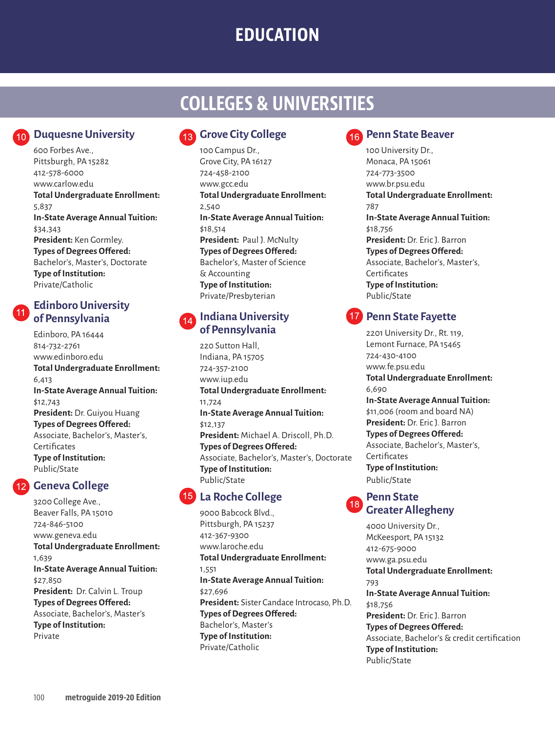# EDUCATION

## COLLEGES & UNIVERSITIES

### 10 Duquesne University

600 Forbes Ave.,
Pittsburgh, PA 15282
412-578-6000
www.carlow.edu
**Total Undergraduate Enrollment:** 5,837
**In-State Average Annual Tuition:** $34,343
**President:** Ken Gormley.
**Types of Degrees Offered:** Bachelor's, Master's, Doctorate
**Type of Institution:** Private/Catholic

### 11 Edinboro University of Pennsylvania

Edinboro, PA 16444
814-732-2761
www.edinboro.edu
**Total Undergraduate Enrollment:** 6,413
**In-State Average Annual Tuition:** $12,743
**President:** Dr. Guiyou Huang
**Types of Degrees Offered:** Associate, Bachelor's, Master's, Certificates
**Type of Institution:** Public/State

### 12 Geneva College

3200 College Ave.,
Beaver Falls, PA 15010
724-846-5100
www.geneva.edu
**Total Undergraduate Enrollment:** 1,639
**In-State Average Annual Tuition:** $27,850
**President:** Dr. Calvin L. Troup
**Types of Degrees Offered:** Associate, Bachelor's, Master's
**Type of Institution:** Private

### 13 Grove City College

100 Campus Dr.,
Grove City, PA 16127
724-458-2100
www.gcc.edu
**Total Undergraduate Enrollment:** 2,540
**In-State Average Annual Tuition:** $18,514
**President:** Paul J. McNulty
**Types of Degrees Offered:** Bachelor's, Master of Science & Accounting
**Type of Institution:** Private/Presbyterian

### 14 Indiana University of Pennsylvania

220 Sutton Hall,
Indiana, PA 15705
724-357-2100
www.iup.edu
**Total Undergraduate Enrollment:** 11,724
**In-State Average Annual Tuition:** $12,137
**President:** Michael A. Driscoll, Ph.D.
**Types of Degrees Offered:** Associate, Bachelor's, Master's, Doctorate
**Type of Institution:** Public/State

### 15 La Roche College

9000 Babcock Blvd.,
Pittsburgh, PA 15237
412-367-9300
www.laroche.edu
**Total Undergraduate Enrollment:** 1,551
**In-State Average Annual Tuition:** $27,696
**President:** Sister Candace Introcaso, Ph.D.
**Types of Degrees Offered:** Bachelor's, Master's
**Type of Institution:** Private/Catholic

### 16 Penn State Beaver

100 University Dr.,
Monaca, PA 15061
724-773-3500
www.br.psu.edu
**Total Undergraduate Enrollment:** 787
**In-State Average Annual Tuition:** $18,756
**President:** Dr. Eric J. Barron
**Types of Degrees Offered:** Associate, Bachelor's, Master's, Certificates
**Type of Institution:** Public/State

### 17 Penn State Fayette

2201 University Dr., Rt. 119,
Lemont Furnace, PA 15465
724-430-4100
www.fe.psu.edu
**Total Undergraduate Enrollment:** 6,690
**In-State Average Annual Tuition:** $11,006 (room and board NA)
**President:** Dr. Eric J. Barron
**Types of Degrees Offered:** Associate, Bachelor's, Master's, Certificates
**Type of Institution:** Public/State

### 18 Penn State Greater Allegheny

4000 University Dr.,
McKeesport, PA 15132
412-675-9000
www.ga.psu.edu
**Total Undergraduate Enrollment:** 793
**In-State Average Annual Tuition:** $18,756
**President:** Dr. Eric J. Barron
**Types of Degrees Offered:** Associate, Bachelor's & credit certification
**Type of Institution:** Public/State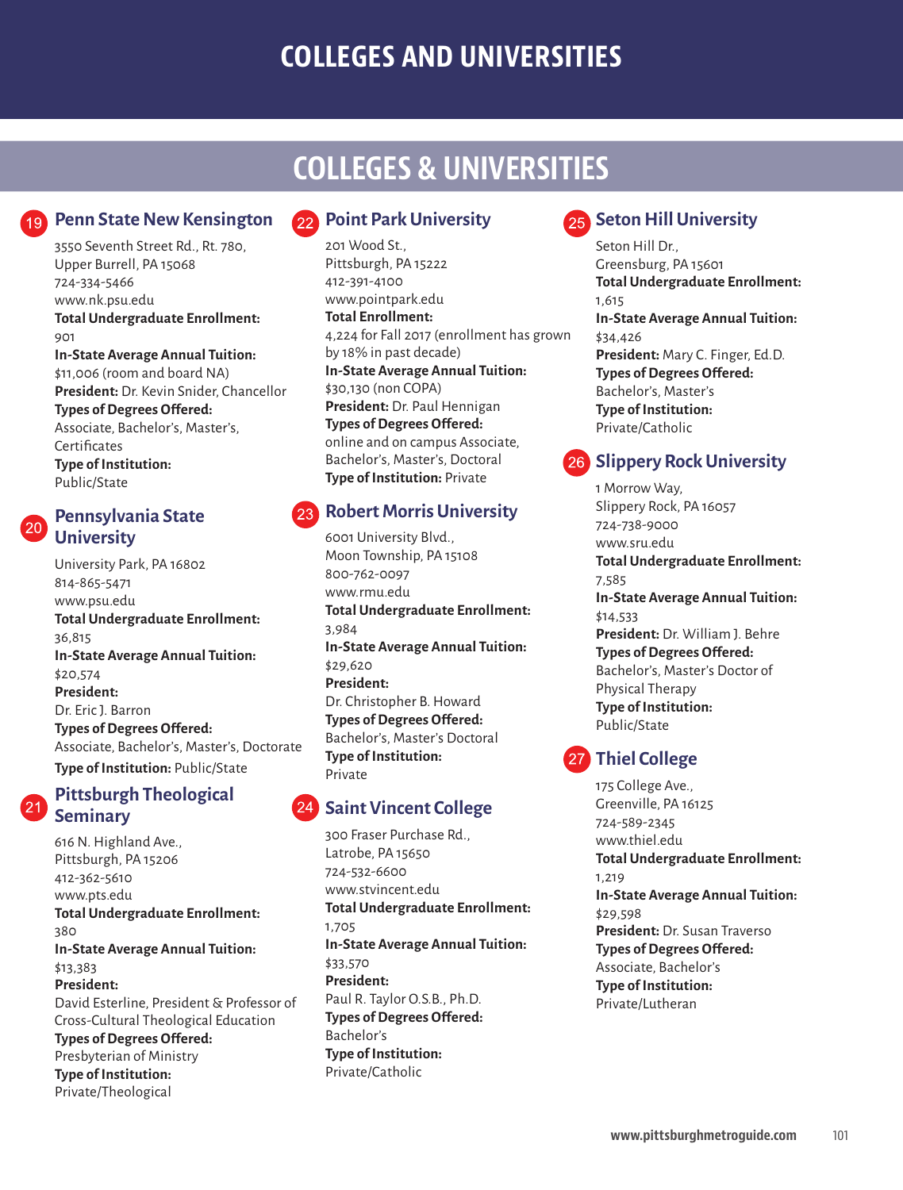# COLLEGES AND UNIVERSITIES

## COLLEGES & UNIVERSITIES

### 19 Penn State New Kensington

3550 Seventh Street Rd., Rt. 780,
Upper Burrell, PA 15068
724-334-5466
www.nk.psu.edu
**Total Undergraduate Enrollment:**
901
**In-State Average Annual Tuition:**
$11,006 (room and board NA)
**President:** Dr. Kevin Snider, Chancellor
**Types of Degrees Offered:**
Associate, Bachelor's, Master's, Certificates
**Type of Institution:**
Public/State

### 20 Pennsylvania State University

University Park, PA 16802
814-865-5471
www.psu.edu
**Total Undergraduate Enrollment:**
36,815
**In-State Average Annual Tuition:**
$20,574
**President:**
Dr. Eric J. Barron
**Types of Degrees Offered:**
Associate, Bachelor's, Master's, Doctorate
**Type of Institution:** Public/State

### 21 Pittsburgh Theological Seminary

616 N. Highland Ave.,
Pittsburgh, PA 15206
412-362-5610
www.pts.edu
**Total Undergraduate Enrollment:**
380
**In-State Average Annual Tuition:**
$13,383
**President:**
David Esterline, President & Professor of Cross-Cultural Theological Education
**Types of Degrees Offered:**
Presbyterian of Ministry
**Type of Institution:**
Private/Theological

### 22 Point Park University

201 Wood St.,
Pittsburgh, PA 15222
412-391-4100
www.pointpark.edu
**Total Enrollment:**
4,224 for Fall 2017 (enrollment has grown by 18% in past decade)
**In-State Average Annual Tuition:**
$30,130 (non COPA)
**President:** Dr. Paul Hennigan
**Types of Degrees Offered:**
online and on campus Associate, Bachelor's, Master's, Doctoral
**Type of Institution:** Private

### 23 Robert Morris University

6001 University Blvd.,
Moon Township, PA 15108
800-762-0097
www.rmu.edu
**Total Undergraduate Enrollment:**
3,984
**In-State Average Annual Tuition:**
$29,620
**President:**
Dr. Christopher B. Howard
**Types of Degrees Offered:**
Bachelor's, Master's Doctoral
**Type of Institution:**
Private

### 24 Saint Vincent College

300 Fraser Purchase Rd.,
Latrobe, PA 15650
724-532-6600
www.stvincent.edu
**Total Undergraduate Enrollment:**
1,705
**In-State Average Annual Tuition:**
$33,570
**President:**
Paul R. Taylor O.S.B., Ph.D.
**Types of Degrees Offered:**
Bachelor's
**Type of Institution:**
Private/Catholic

### 25 Seton Hill University

Seton Hill Dr.,
Greensburg, PA 15601
**Total Undergraduate Enrollment:**
1,615
**In-State Average Annual Tuition:**
$34,426
**President:** Mary C. Finger, Ed.D.
**Types of Degrees Offered:**
Bachelor's, Master's
**Type of Institution:**
Private/Catholic

### 26 Slippery Rock University

1 Morrow Way,
Slippery Rock, PA 16057
724-738-9000
www.sru.edu
**Total Undergraduate Enrollment:**
7,585
**In-State Average Annual Tuition:**
$14,533
**President:** Dr. William J. Behre
**Types of Degrees Offered:**
Bachelor's, Master's Doctor of Physical Therapy
**Type of Institution:**
Public/State

### 27 Thiel College

175 College Ave.,
Greenville, PA 16125
724-589-2345
www.thiel.edu
**Total Undergraduate Enrollment:**
1,219
**In-State Average Annual Tuition:**
$29,598
**President:** Dr. Susan Traverso
**Types of Degrees Offered:**
Associate, Bachelor's
**Type of Institution:**
Private/Lutheran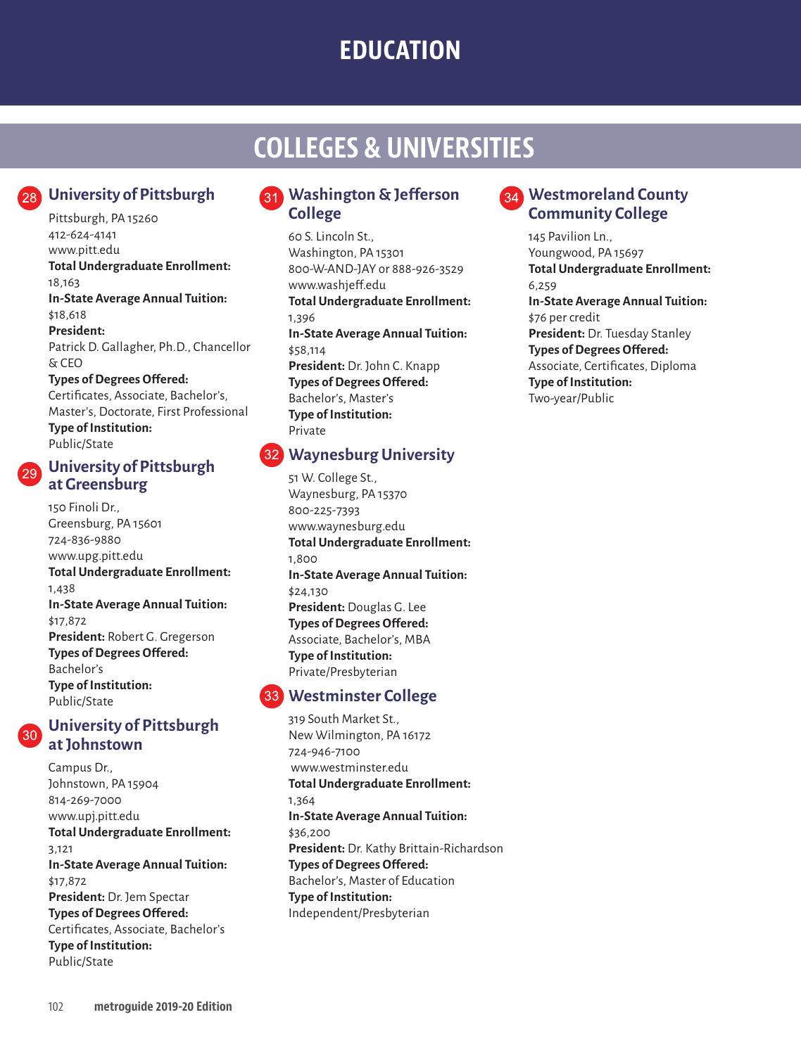# EDUCATION

## COLLEGES & UNIVERSITIES

### 28 University of Pittsburgh

Pittsburgh, PA 15260
412-624-4141
www.pitt.edu
**Total Undergraduate Enrollment:**
18,163
**In-State Average Annual Tuition:**
$18,618
**President:**
Patrick D. Gallagher, Ph.D., Chancellor & CEO
**Types of Degrees Offered:**
Certificates, Associate, Bachelor's, Master's, Doctorate, First Professional
**Type of Institution:**
Public/State

### 29 University of Pittsburgh at Greensburg

150 Finoli Dr.,
Greensburg, PA 15601
724-836-9880
www.upg.pitt.edu
**Total Undergraduate Enrollment:**
1,438
**In-State Average Annual Tuition:**
$17,872
**President:** Robert G. Gregerson
**Types of Degrees Offered:**
Bachelor's
**Type of Institution:**
Public/State

### 30 University of Pittsburgh at Johnstown

Campus Dr.,
Johnstown, PA 15904
814-269-7000
www.upj.pitt.edu
**Total Undergraduate Enrollment:**
3,121
**In-State Average Annual Tuition:**
$17,872
**President:** Dr. Jem Spectar
**Types of Degrees Offered:**
Certificates, Associate, Bachelor's
**Type of Institution:**
Public/State

### 31 Washington & Jefferson College

60 S. Lincoln St.,
Washington, PA 15301
800-W-AND-JAY or 888-926-3529
www.washjeff.edu
**Total Undergraduate Enrollment:**
1,396
**In-State Average Annual Tuition:**
$58,114
**President:** Dr. John C. Knapp
**Types of Degrees Offered:**
Bachelor's, Master's
**Type of Institution:**
Private

### 32 Waynesburg University

51 W. College St.,
Waynesburg, PA 15370
800-225-7393
www.waynesburg.edu
**Total Undergraduate Enrollment:**
1,800
**In-State Average Annual Tuition:**
$24,130
**President:** Douglas G. Lee
**Types of Degrees Offered:**
Associate, Bachelor's, MBA
**Type of Institution:**
Private/Presbyterian

### 33 Westminster College

319 South Market St.,
New Wilmington, PA 16172
724-946-7100
www.westminster.edu
**Total Undergraduate Enrollment:**
1,364
**In-State Average Annual Tuition:**
$36,200
**President:** Dr. Kathy Brittain-Richardson
**Types of Degrees Offered:**
Bachelor's, Master of Education
**Type of Institution:**
Independent/Presbyterian

### 34 Westmoreland County Community College

145 Pavilion Ln.,
Youngwood, PA 15697
**Total Undergraduate Enrollment:**
6,259
**In-State Average Annual Tuition:**
$76 per credit
**President:** Dr. Tuesday Stanley
**Types of Degrees Offered:**
Associate, Certificates, Diploma
**Type of Institution:**
Two-year/Public